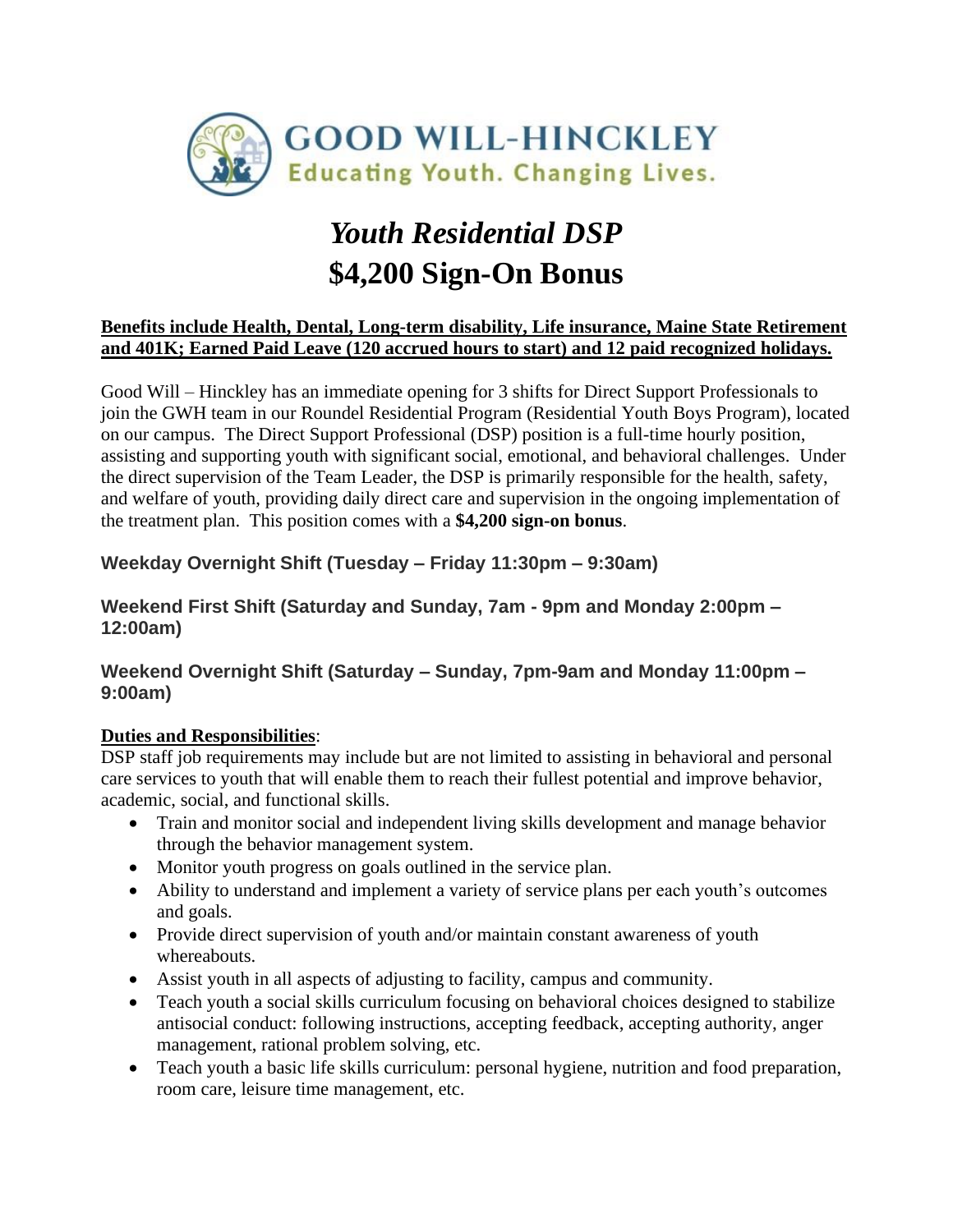GOOD WILL-HINCKLEY
Educating Youth. Changing Lives.

# *Youth Residential DSP*
# $4,200 Sign-On Bonus

**Benefits include Health, Dental, Long-term disability, Life insurance, Maine State Retirement and 401K; Earned Paid Leave (120 accrued hours to start) and 12 paid recognized holidays.**

Good Will – Hinckley has an immediate opening for 3 shifts for Direct Support Professionals to join the GWH team in our Roundel Residential Program (Residential Youth Boys Program), located on our campus. The Direct Support Professional (DSP) position is a full-time hourly position, assisting and supporting youth with significant social, emotional, and behavioral challenges. Under the direct supervision of the Team Leader, the DSP is primarily responsible for the health, safety, and welfare of youth, providing daily direct care and supervision in the ongoing implementation of the treatment plan. This position comes with a **$4,200 sign-on bonus**.

**Weekday Overnight Shift (Tuesday – Friday 11:30pm – 9:30am)**

**Weekend First Shift (Saturday and Sunday, 7am - 9pm and Monday 2:00pm – 12:00am)**

**Weekend Overnight Shift (Saturday – Sunday, 7pm-9am and Monday 11:00pm – 9:00am)**

**Duties and Responsibilities**:
DSP staff job requirements may include but are not limited to assisting in behavioral and personal care services to youth that will enable them to reach their fullest potential and improve behavior, academic, social, and functional skills.

- Train and monitor social and independent living skills development and manage behavior through the behavior management system.
- Monitor youth progress on goals outlined in the service plan.
- Ability to understand and implement a variety of service plans per each youth's outcomes and goals.
- Provide direct supervision of youth and/or maintain constant awareness of youth whereabouts.
- Assist youth in all aspects of adjusting to facility, campus and community.
- Teach youth a social skills curriculum focusing on behavioral choices designed to stabilize antisocial conduct: following instructions, accepting feedback, accepting authority, anger management, rational problem solving, etc.
- Teach youth a basic life skills curriculum: personal hygiene, nutrition and food preparation, room care, leisure time management, etc.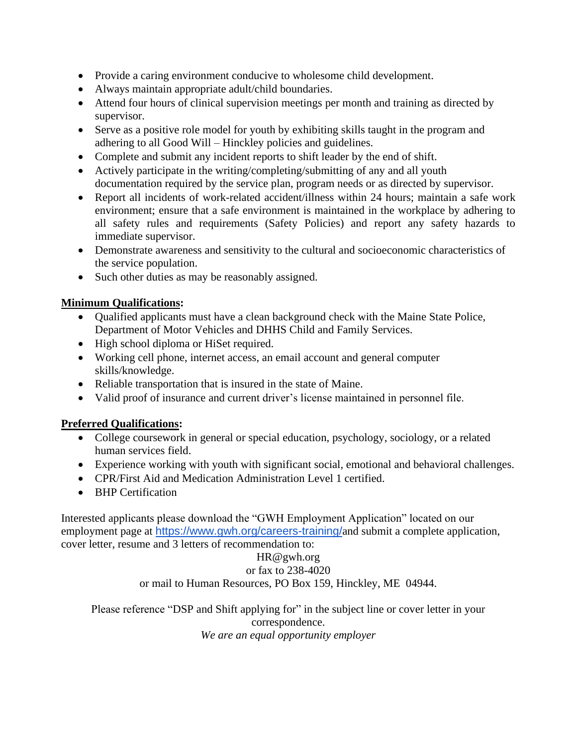- Provide a caring environment conducive to wholesome child development.
- Always maintain appropriate adult/child boundaries.
- Attend four hours of clinical supervision meetings per month and training as directed by supervisor.
- Serve as a positive role model for youth by exhibiting skills taught in the program and adhering to all Good Will – Hinckley policies and guidelines.
- Complete and submit any incident reports to shift leader by the end of shift.
- Actively participate in the writing/completing/submitting of any and all youth documentation required by the service plan, program needs or as directed by supervisor.
- Report all incidents of work-related accident/illness within 24 hours; maintain a safe work environment; ensure that a safe environment is maintained in the workplace by adhering to all safety rules and requirements (Safety Policies) and report any safety hazards to immediate supervisor.
- Demonstrate awareness and sensitivity to the cultural and socioeconomic characteristics of the service population.
- Such other duties as may be reasonably assigned.

**Minimum Qualifications:**

- Qualified applicants must have a clean background check with the Maine State Police, Department of Motor Vehicles and DHHS Child and Family Services.
- High school diploma or HiSet required.
- Working cell phone, internet access, an email account and general computer skills/knowledge.
- Reliable transportation that is insured in the state of Maine.
- Valid proof of insurance and current driver's license maintained in personnel file.

**Preferred Qualifications:**

- College coursework in general or special education, psychology, sociology, or a related human services field.
- Experience working with youth with significant social, emotional and behavioral challenges.
- CPR/First Aid and Medication Administration Level 1 certified.
- BHP Certification

Interested applicants please download the "GWH Employment Application" located on our employment page at https://www.gwh.org/careers-training/and submit a complete application, cover letter, resume and 3 letters of recommendation to:

HR@gwh.org

or fax to 238-4020

or mail to Human Resources, PO Box 159, Hinckley, ME 04944.

Please reference "DSP and Shift applying for" in the subject line or cover letter in your correspondence.

*We are an equal opportunity employer*